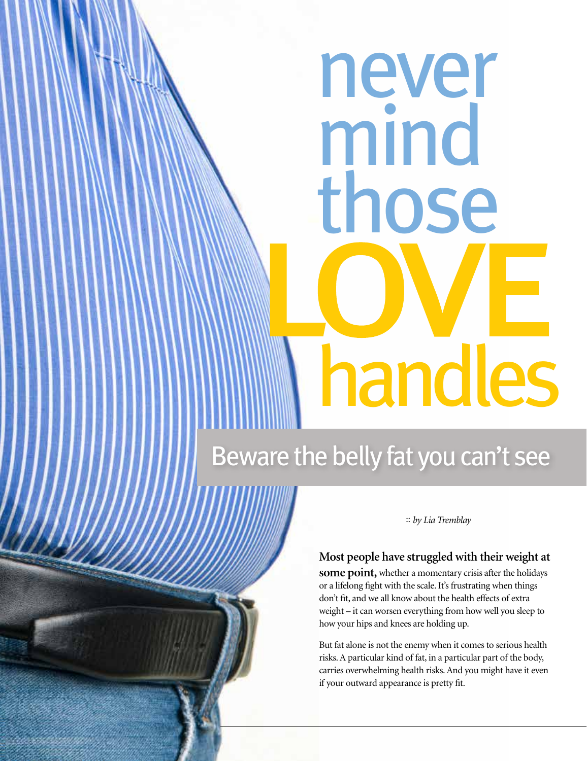# never mind those LOVE handles

## Beware the belly fat you can't see

:: *by Lia Tremblay*

**Most people have struggled with their weight at some point,** whether a momentary crisis after the holidays or a lifelong fight with the scale. It's frustrating when things don't fit, and we all know about the health effects of extra weight – it can worsen everything from how well you sleep to how your hips and knees are holding up.

But fat alone is not the enemy when it comes to serious health risks. A particular kind of fat, in a particular part of the body, carries overwhelming health risks. And you might have it even if your outward appearance is pretty fit.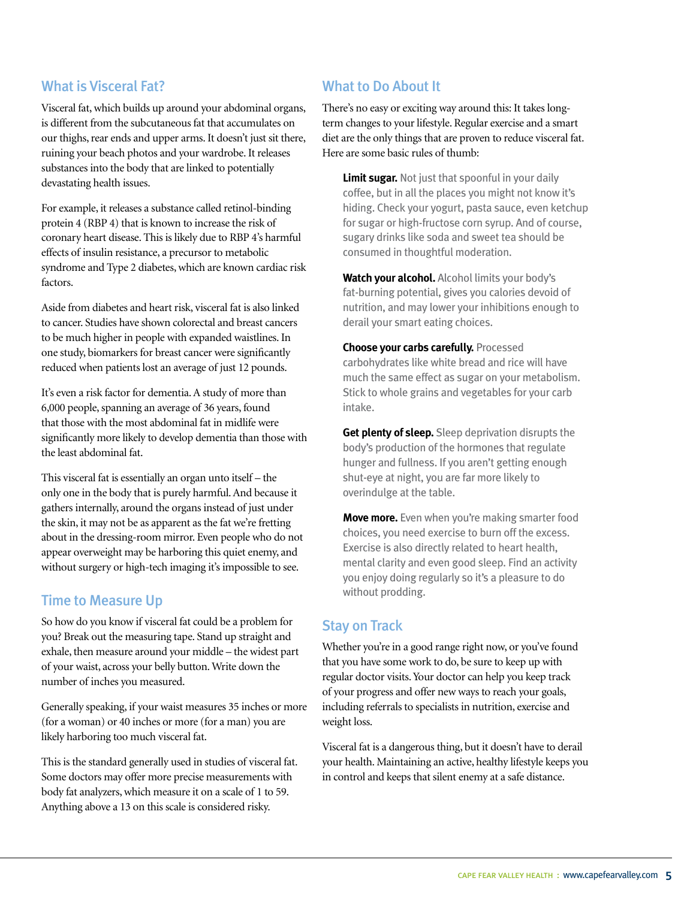## What is Visceral Fat?

Visceral fat, which builds up around your abdominal organs, is different from the subcutaneous fat that accumulates on our thighs, rear ends and upper arms. It doesn't just sit there, ruining your beach photos and your wardrobe. It releases substances into the body that are linked to potentially devastating health issues.

For example, it releases a substance called retinol-binding protein 4 (RBP 4) that is known to increase the risk of coronary heart disease. This is likely due to RBP 4's harmful effects of insulin resistance, a precursor to metabolic syndrome and Type 2 diabetes, which are known cardiac risk factors.

Aside from diabetes and heart risk, visceral fat is also linked to cancer. Studies have shown colorectal and breast cancers to be much higher in people with expanded waistlines. In one study, biomarkers for breast cancer were significantly reduced when patients lost an average of just 12 pounds.

It's even a risk factor for dementia. A study of more than 6,000 people, spanning an average of 36 years, found that those with the most abdominal fat in midlife were significantly more likely to develop dementia than those with the least abdominal fat.

This visceral fat is essentially an organ unto itself – the only one in the body that is purely harmful. And because it gathers internally, around the organs instead of just under the skin, it may not be as apparent as the fat we're fretting about in the dressing-room mirror. Even people who do not appear overweight may be harboring this quiet enemy, and without surgery or high-tech imaging it's impossible to see.

## Time to Measure Up

So how do you know if visceral fat could be a problem for you? Break out the measuring tape. Stand up straight and exhale, then measure around your middle – the widest part of your waist, across your belly button. Write down the number of inches you measured.

Generally speaking, if your waist measures 35 inches or more (for a woman) or 40 inches or more (for a man) you are likely harboring too much visceral fat.

This is the standard generally used in studies of visceral fat. Some doctors may offer more precise measurements with body fat analyzers, which measure it on a scale of 1 to 59. Anything above a 13 on this scale is considered risky.

## What to Do About It

There's no easy or exciting way around this: It takes long-term changes to your lifestyle. Regular exercise and a smart diet are the only things that are proven to reduce visceral fat. Here are some basic rules of thumb:

**Limit sugar.** Not just that spoonful in your daily coffee, but in all the places you might not know it's hiding. Check your yogurt, pasta sauce, even ketchup for sugar or high-fructose corn syrup. And of course, sugary drinks like soda and sweet tea should be consumed in thoughtful moderation.

**Watch your alcohol.** Alcohol limits your body's fat-burning potential, gives you calories devoid of nutrition, and may lower your inhibitions enough to derail your smart eating choices.

**Choose your carbs carefully.** Processed carbohydrates like white bread and rice will have much the same effect as sugar on your metabolism. Stick to whole grains and vegetables for your carb intake.

**Get plenty of sleep.** Sleep deprivation disrupts the body's production of the hormones that regulate hunger and fullness. If you aren't getting enough shut-eye at night, you are far more likely to overindulge at the table.

**Move more.** Even when you're making smarter food choices, you need exercise to burn off the excess. Exercise is also directly related to heart health, mental clarity and even good sleep. Find an activity you enjoy doing regularly so it's a pleasure to do without prodding.

## Stay on Track

Whether you're in a good range right now, or you've found that you have some work to do, be sure to keep up with regular doctor visits. Your doctor can help you keep track of your progress and offer new ways to reach your goals, including referrals to specialists in nutrition, exercise and weight loss.

Visceral fat is a dangerous thing, but it doesn't have to derail your health. Maintaining an active, healthy lifestyle keeps you in control and keeps that silent enemy at a safe distance.